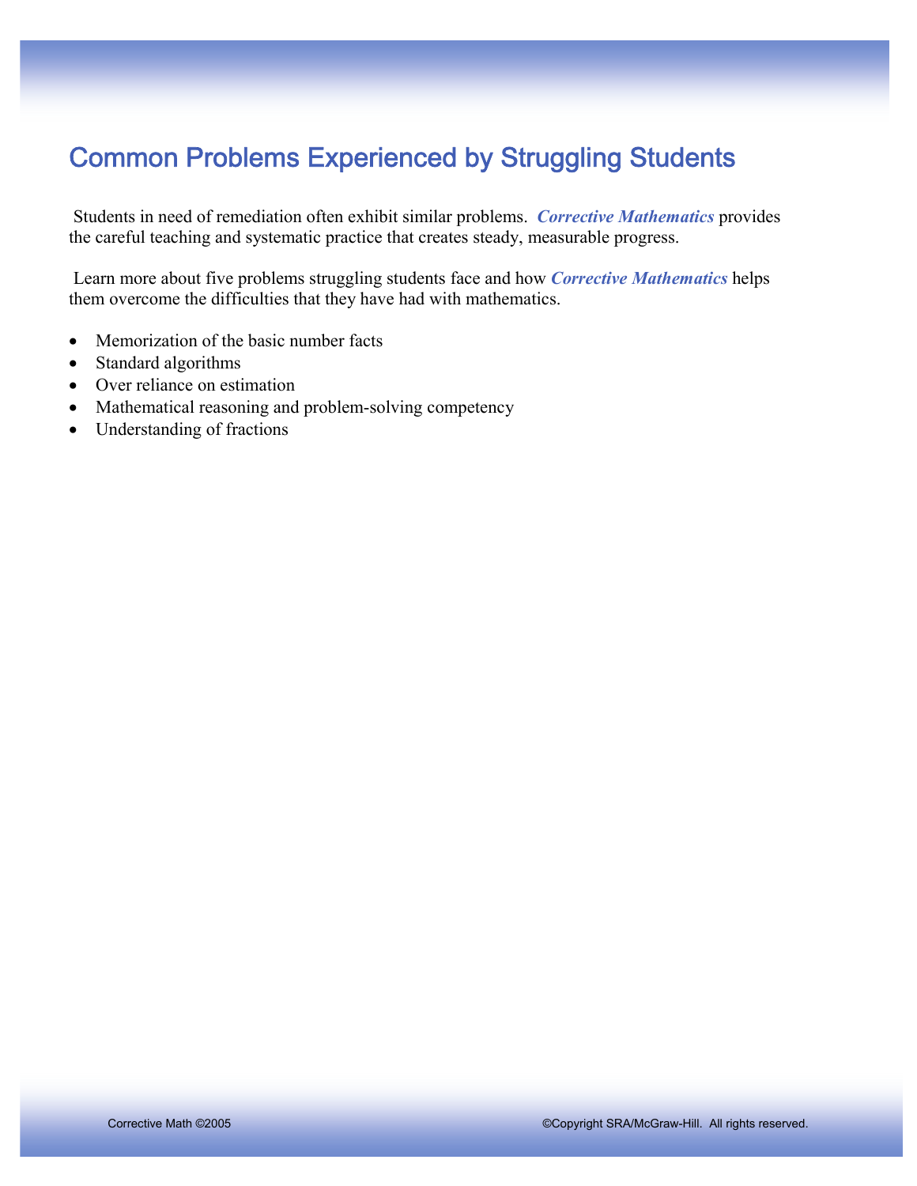# Common Problems Experienced by Struggling Students

Students in need of remediation often exhibit similar problems. ***Corrective Mathematics*** provides the careful teaching and systematic practice that creates steady, measurable progress.

Learn more about five problems struggling students face and how ***Corrective Mathematics*** helps them overcome the difficulties that they have had with mathematics.

- Memorization of the basic number facts
- Standard algorithms
- Over reliance on estimation
- Mathematical reasoning and problem-solving competency
- Understanding of fractions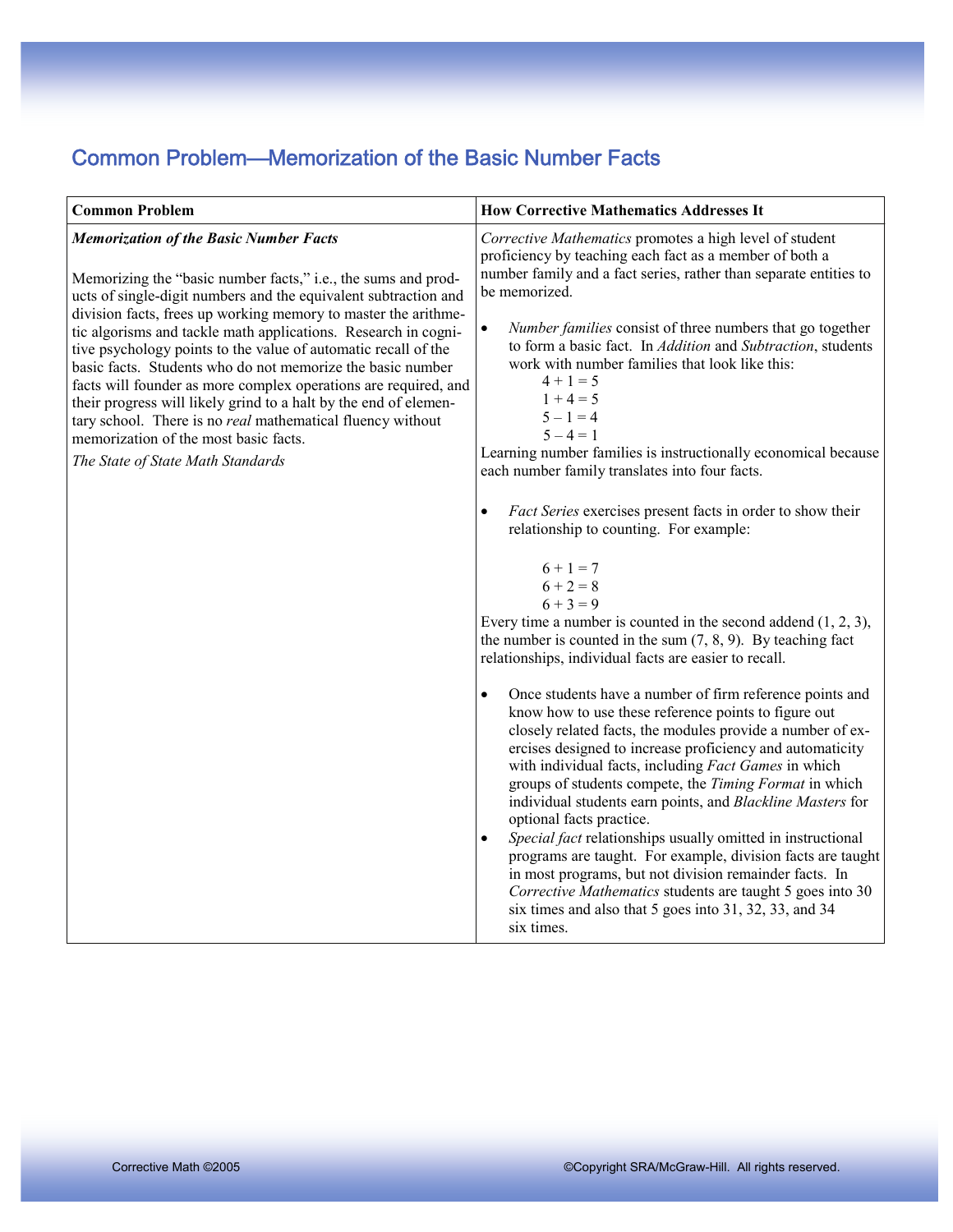## Common Problem—Memorization of the Basic Number Facts

| Common Problem | How Corrective Mathematics Addresses It |
|---|---|
| ***Memorization of the Basic Number Facts***<br><br>Memorizing the "basic number facts," i.e., the sums and products of single-digit numbers and the equivalent subtraction and division facts, frees up working memory to master the arithmetic algorisms and tackle math applications. Research in cognitive psychology points to the value of automatic recall of the basic facts. Students who do not memorize the basic number facts will founder as more complex operations are required, and their progress will likely grind to a halt by the end of elementary school. There is no *real* mathematical fluency without memorization of the most basic facts.<br><br>*The State of State Math Standards* | *Corrective Mathematics* promotes a high level of student proficiency by teaching each fact as a member of both a number family and a fact series, rather than separate entities to be memorized.<br><br>• *Number families* consist of three numbers that go together to form a basic fact. In *Addition* and *Subtraction*, students work with number families that look like this:<br>$4 + 1 = 5$<br>$1 + 4 = 5$<br>$5 - 1 = 4$<br>$5 - 4 = 1$<br>Learning number families is instructionally economical because each number family translates into four facts.<br><br>• *Fact Series* exercises present facts in order to show their relationship to counting. For example:<br>$6 + 1 = 7$<br>$6 + 2 = 8$<br>$6 + 3 = 9$<br>Every time a number is counted in the second addend (1, 2, 3), the number is counted in the sum (7, 8, 9). By teaching fact relationships, individual facts are easier to recall.<br><br>• Once students have a number of firm reference points and know how to use these reference points to figure out closely related facts, the modules provide a number of exercises designed to increase proficiency and automaticity with individual facts, including *Fact Games* in which groups of students compete, the *Timing Format* in which individual students earn points, and *Blackline Masters* for optional facts practice.<br>• *Special fact* relationships usually omitted in instructional programs are taught. For example, division facts are taught in most programs, but not division remainder facts. In *Corrective Mathematics* students are taught 5 goes into 30 six times and also that 5 goes into 31, 32, 33, and 34 six times. |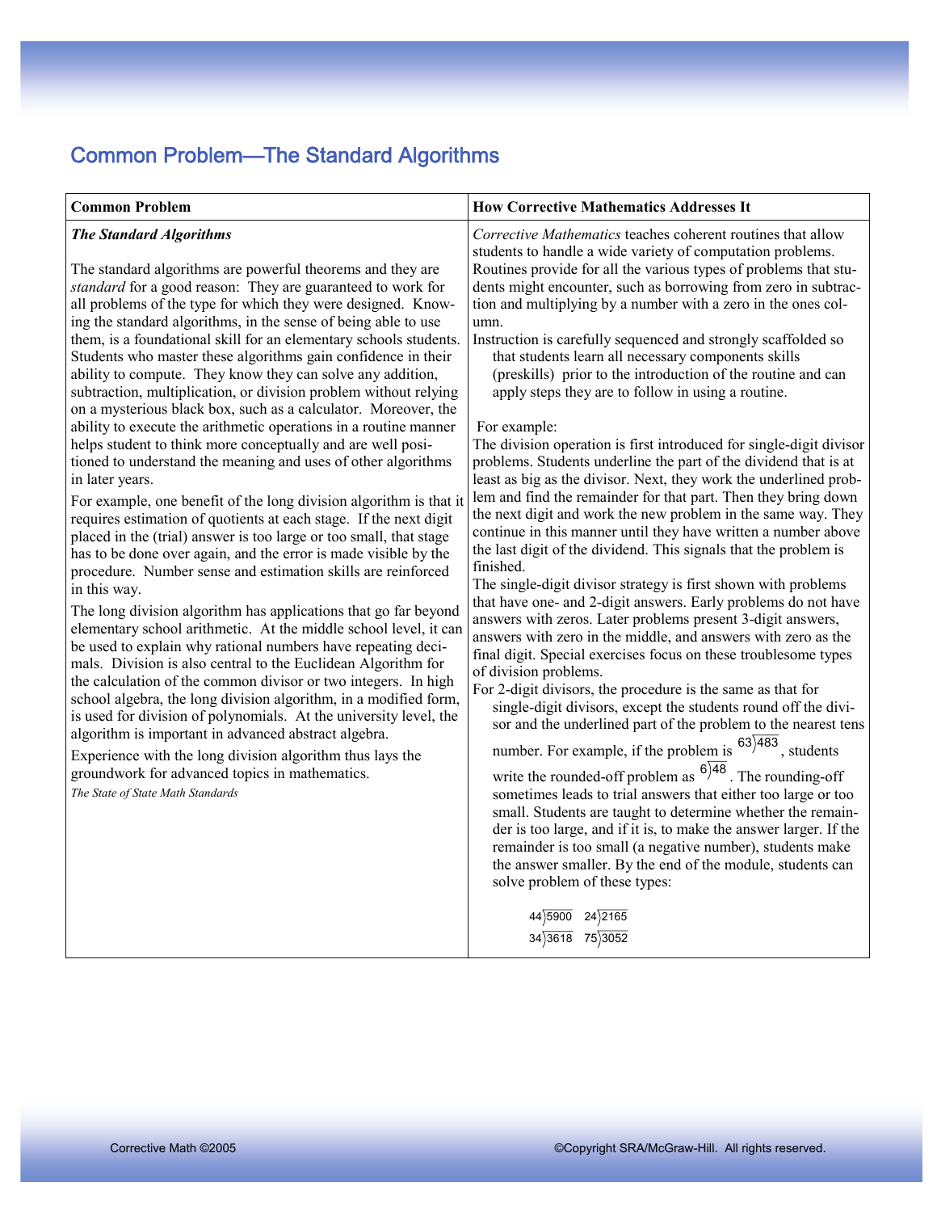# Common Problem—The Standard Algorithms

| Common Problem | How Corrective Mathematics Addresses It |
|---|---|
| ***The Standard Algorithms***<br><br>The standard algorithms are powerful theorems and they are *standard* for a good reason: They are guaranteed to work for all problems of the type for which they were designed. Knowing the standard algorithms, in the sense of being able to use them, is a foundational skill for an elementary schools students. Students who master these algorithms gain confidence in their ability to compute. They know they can solve any addition, subtraction, multiplication, or division problem without relying on a mysterious black box, such as a calculator. Moreover, the ability to execute the arithmetic operations in a routine manner helps student to think more conceptually and are well positioned to understand the meaning and uses of other algorithms in later years.<br><br>For example, one benefit of the long division algorithm is that it requires estimation of quotients at each stage. If the next digit placed in the (trial) answer is too large or too small, that stage has to be done over again, and the error is made visible by the procedure. Number sense and estimation skills are reinforced in this way.<br><br>The long division algorithm has applications that go far beyond elementary school arithmetic. At the middle school level, it can be used to explain why rational numbers have repeating decimals. Division is also central to the Euclidean Algorithm for the calculation of the common divisor or two integers. In high school algebra, the long division algorithm, in a modified form, is used for division of polynomials. At the university level, the algorithm is important in advanced abstract algebra.<br><br>Experience with the long division algorithm thus lays the groundwork for advanced topics in mathematics.<br><br>*The State of State Math Standards* | *Corrective Mathematics* teaches coherent routines that allow students to handle a wide variety of computation problems. Routines provide for all the various types of problems that students might encounter, such as borrowing from zero in subtraction and multiplying by a number with a zero in the ones column.<br><br>Instruction is carefully sequenced and strongly scaffolded so that students learn all necessary components skills (preskills) prior to the introduction of the routine and can apply steps they are to follow in using a routine.<br><br>For example:<br><br>The division operation is first introduced for single-digit divisor problems. Students underline the part of the dividend that is at least as big as the divisor. Next, they work the underlined problem and find the remainder for that part. Then they bring down the next digit and work the new problem in the same way. They continue in this manner until they have written a number above the last digit of the dividend. This signals that the problem is finished.<br><br>The single-digit divisor strategy is first shown with problems that have one- and 2-digit answers. Early problems do not have answers with zeros. Later problems present 3-digit answers, answers with zero in the middle, and answers with zero as the final digit. Special exercises focus on these troublesome types of division problems.<br><br>For 2-digit divisors, the procedure is the same as that for single-digit divisors, except the students round off the divisor and the underlined part of the problem to the nearest tens number. For example, if the problem is $63\overline{)483}$, students write the rounded-off problem as $6\overline{)48}$. The rounding-off sometimes leads to trial answers that either too large or too small. Students are taught to determine whether the remainder is too large, and if it is, to make the answer larger. If the remainder is too small (a negative number), students make the answer smaller. By the end of the module, students can solve problem of these types:<br><br>$44\overline{)5900}$ $24\overline{)2165}$<br>$34\overline{)3618}$ $75\overline{)3052}$ |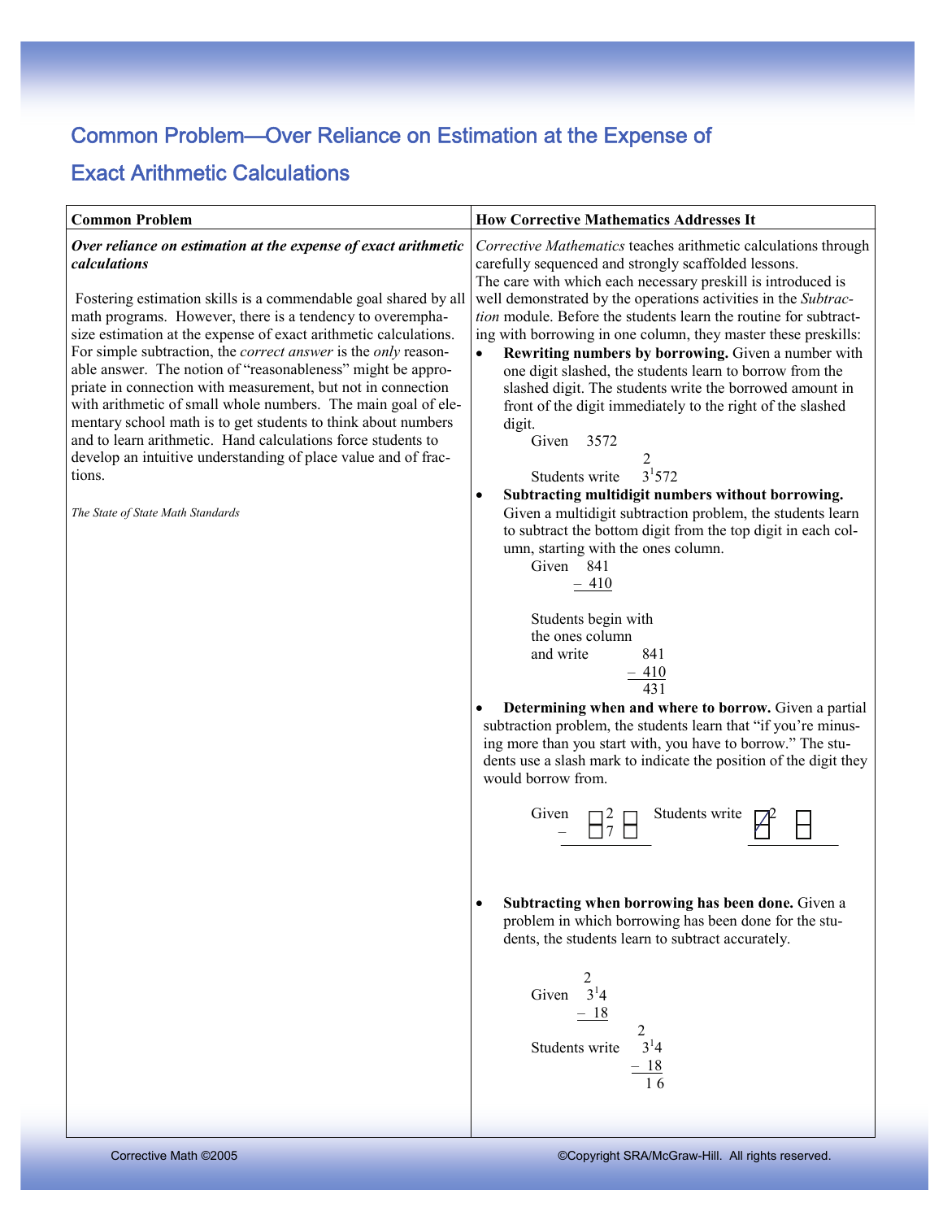# Common Problem—Over Reliance on Estimation at the Expense of Exact Arithmetic Calculations

| Common Problem | How Corrective Mathematics Addresses It |
|---|---|
| ***Over reliance on estimation at the expense of exact arithmetic calculations*** <br><br> Fostering estimation skills is a commendable goal shared by all math programs. However, there is a tendency to overemphasize estimation at the expense of exact arithmetic calculations. For simple subtraction, the *correct answer* is the *only* reasonable answer. The notion of "reasonableness" might be appropriate in connection with measurement, but not in connection with arithmetic of small whole numbers. The main goal of elementary school math is to get students to think about numbers and to learn arithmetic. Hand calculations force students to develop an intuitive understanding of place value and of fractions. <br><br> *The State of State Math Standards* | *Corrective Mathematics* teaches arithmetic calculations through carefully sequenced and strongly scaffolded lessons. The care with which each necessary preskill is introduced is well demonstrated by the operations activities in the *Subtraction* module. Before the students learn the routine for subtracting with borrowing in one column, they master these preskills: <br><br> • **Rewriting numbers by borrowing.** Given a number with one digit slashed, the students learn to borrow from the slashed digit. The students write the borrowed amount in front of the digit immediately to the right of the slashed digit. <br> Given 3572 <br> Students write $\overset{2}{3}{}^{1}572$ <br><br> • **Subtracting multidigit numbers without borrowing.** Given a multidigit subtraction problem, the students learn to subtract the bottom digit from the top digit in each column, starting with the ones column. <br> Given 841 − 410 <br> Students begin with the ones column and write 841 − 410 = 431 <br><br> • **Determining when and where to borrow.** Given a partial subtraction problem, the students learn that "if you're minusing more than you start with, you have to borrow." The students use a slash mark to indicate the position of the digit they would borrow from. <br> Given □2□ − □7□ Students write ⧄2□ − □□ <br><br> • **Subtracting when borrowing has been done.** Given a problem in which borrowing has been done for the students, the students learn to subtract accurately. <br> Given $\overset{2}{3}{}^{1}4$ − 18 <br> Students write $\overset{2}{3}{}^{1}4$ − 18 = 16 |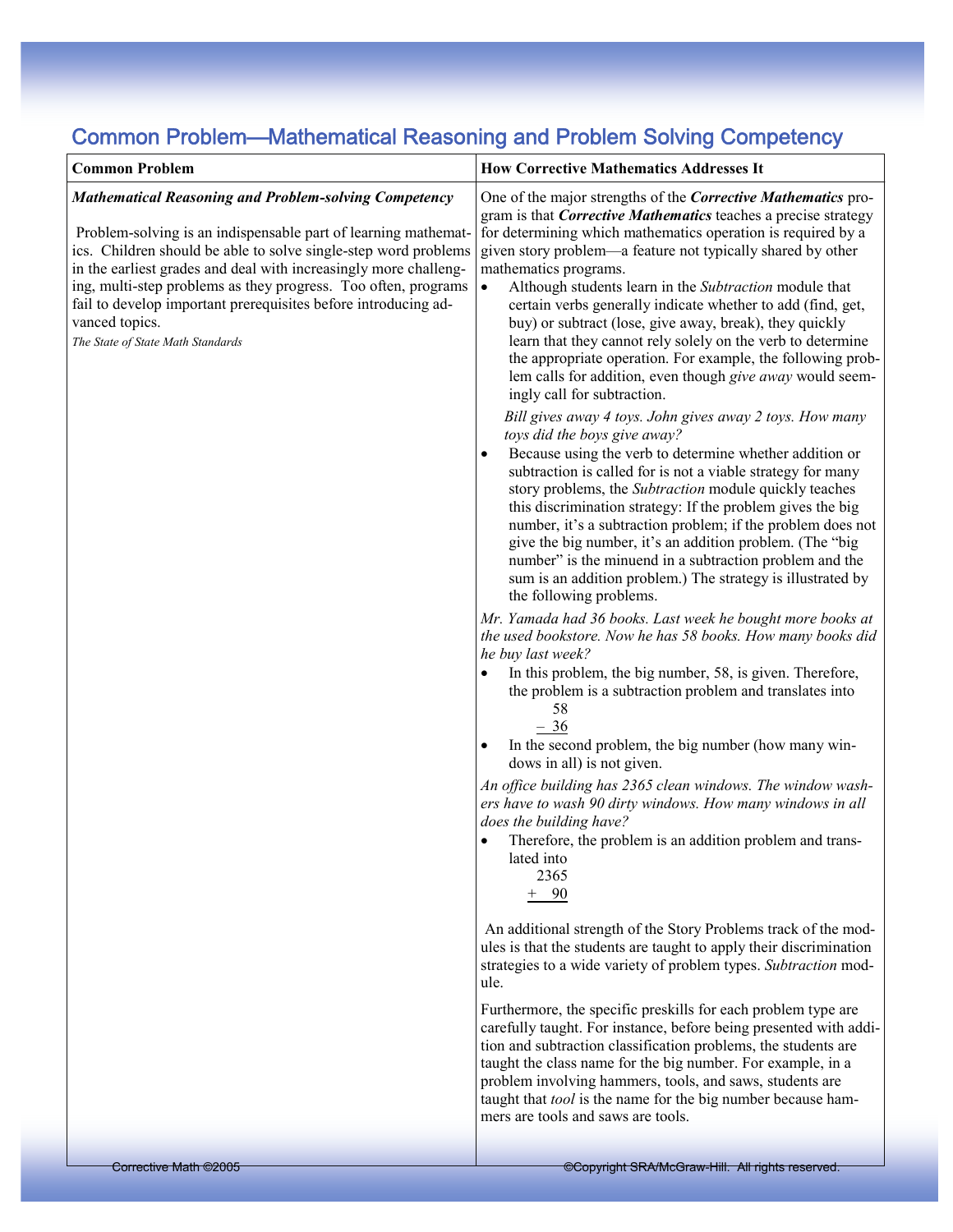# Common Problem—Mathematical Reasoning and Problem Solving Competency

| Common Problem | How Corrective Mathematics Addresses It |
|---|---|
| ***Mathematical Reasoning and Problem-solving Competency***<br><br>Problem-solving is an indispensable part of learning mathematics. Children should be able to solve single-step word problems in the earliest grades and deal with increasingly more challenging, multi-step problems as they progress. Too often, programs fail to develop important prerequisites before introducing advanced topics.<br>*The State of State Math Standards* | One of the major strengths of the ***Corrective Mathematics*** program is that ***Corrective Mathematics*** teaches a precise strategy for determining which mathematics operation is required by a given story problem—a feature not typically shared by other mathematics programs.<br>• Although students learn in the *Subtraction* module that certain verbs generally indicate whether to add (find, get, buy) or subtract (lose, give away, break), they quickly learn that they cannot rely solely on the verb to determine the appropriate operation. For example, the following problem calls for addition, even though *give away* would seemingly call for subtraction.<br>*Bill gives away 4 toys. John gives away 2 toys. How many toys did the boys give away?*<br>• Because using the verb to determine whether addition or subtraction is called for is not a viable strategy for many story problems, the *Subtraction* module quickly teaches this discrimination strategy: If the problem gives the big number, it's a subtraction problem; if the problem does not give the big number, it's an addition problem. (The "big number" is the minuend in a subtraction problem and the sum is an addition problem.) The strategy is illustrated by the following problems.<br>*Mr. Yamada had 36 books. Last week he bought more books at the used bookstore. Now he has 58 books. How many books did he buy last week?*<br>• In this problem, the big number, 58, is given. Therefore, the problem is a subtraction problem and translates into $\begin{array}{r} 58 \\ -\ 36 \\ \hline \end{array}$<br>• In the second problem, the big number (how many windows in all) is not given.<br>*An office building has 2365 clean windows. The window washers have to wash 90 dirty windows. How many windows in all does the building have?*<br>• Therefore, the problem is an addition problem and translated into $\begin{array}{r} 2365 \\ +\ \ 90 \\ \hline \end{array}$<br><br>An additional strength of the Story Problems track of the modules is that the students are taught to apply their discrimination strategies to a wide variety of problem types. *Subtraction* module.<br><br>Furthermore, the specific preskills for each problem type are carefully taught. For instance, before being presented with addition and subtraction classification problems, the students are taught the class name for the big number. For example, in a problem involving hammers, tools, and saws, students are taught that *tool* is the name for the big number because hammers are tools and saws are tools. |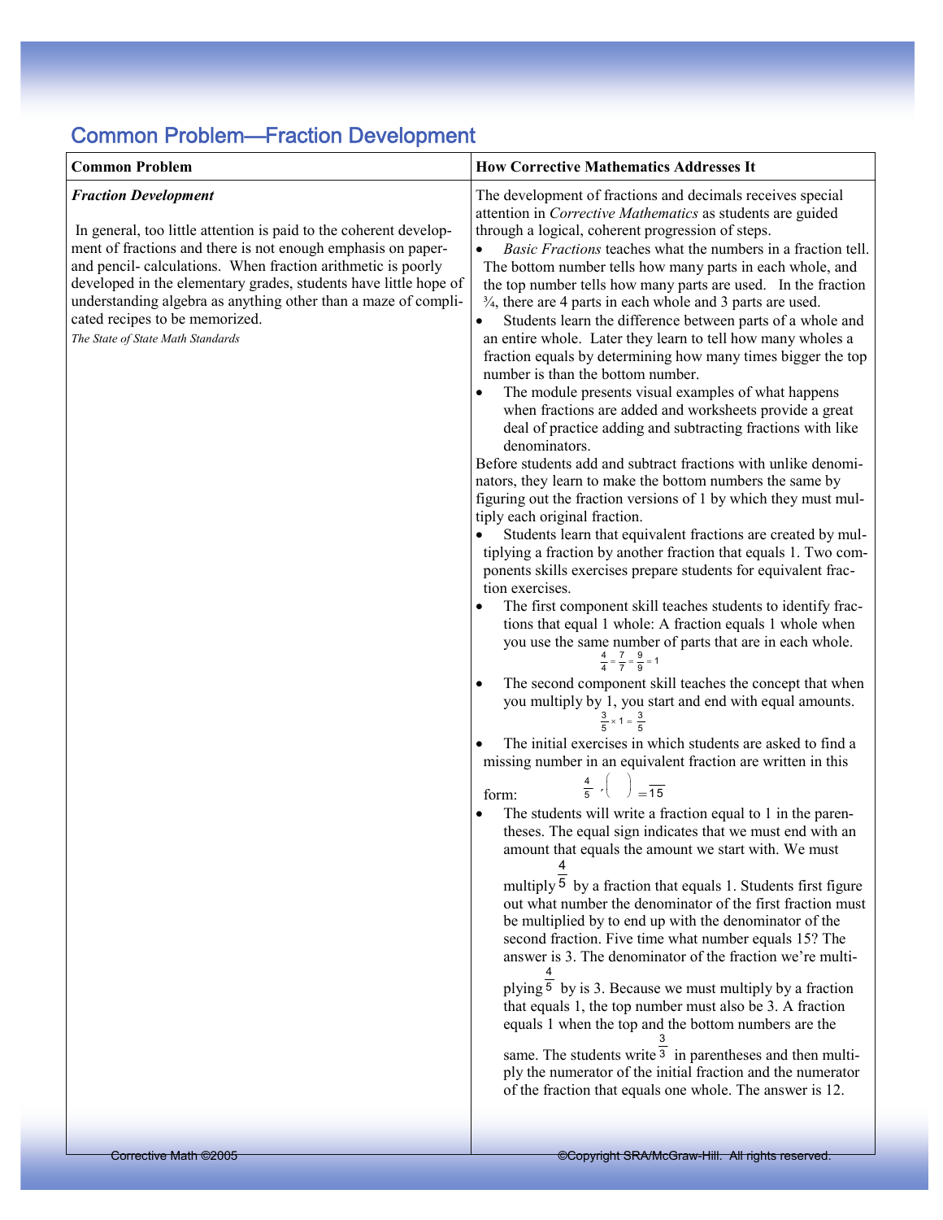## Common Problem—Fraction Development

| Common Problem | How Corrective Mathematics Addresses It |
| --- | --- |
| ***Fraction Development***<br><br>In general, too little attention is paid to the coherent development of fractions and there is not enough emphasis on paper- and pencil- calculations. When fraction arithmetic is poorly developed in the elementary grades, students have little hope of understanding algebra as anything other than a maze of complicated recipes to be memorized.<br>*The State of State Math Standards* | The development of fractions and decimals receives special attention in *Corrective Mathematics* as students are guided through a logical, coherent progression of steps.<br>• *Basic Fractions* teaches what the numbers in a fraction tell. The bottom number tells how many parts in each whole, and the top number tells how many parts are used. In the fraction $\frac{3}{4}$, there are 4 parts in each whole and 3 parts are used.<br>• Students learn the difference between parts of a whole and an entire whole. Later they learn to tell how many wholes a fraction equals by determining how many times bigger the top number is than the bottom number.<br>• The module presents visual examples of what happens when fractions are added and worksheets provide a great deal of practice adding and subtracting fractions with like denominators.<br>Before students add and subtract fractions with unlike denominators, they learn to make the bottom numbers the same by figuring out the fraction versions of 1 by which they must multiply each original fraction.<br>• Students learn that equivalent fractions are created by multiplying a fraction by another fraction that equals 1. Two components skills exercises prepare students for equivalent fraction exercises.<br>• The first component skill teaches students to identify fractions that equal 1 whole: A fraction equals 1 whole when you use the same number of parts that are in each whole. $\frac{4}{4} = \frac{7}{7} = \frac{9}{9} = 1$<br>• The second component skill teaches the concept that when you multiply by 1, you start and end with equal amounts. $\frac{3}{5} \times 1 = \frac{3}{5}$<br>• The initial exercises in which students are asked to find a missing number in an equivalent fraction are written in this form: $\frac{4}{5}\left(\quad\right) = \frac{\quad}{15}$<br>• The students will write a fraction equal to 1 in the parentheses. The equal sign indicates that we must end with an amount that equals the amount we start with. We must multiply $\frac{4}{5}$ by a fraction that equals 1. Students first figure out what number the denominator of the first fraction must be multiplied by to end up with the denominator of the second fraction. Five time what number equals 15? The answer is 3. The denominator of the fraction we're multiplying $\frac{4}{5}$ by is 3. Because we must multiply by a fraction that equals 1, the top number must also be 3. A fraction equals 1 when the top and the bottom numbers are the same. The students write $\frac{3}{3}$ in parentheses and then multiply the numerator of the initial fraction and the numerator of the fraction that equals one whole. The answer is 12. |